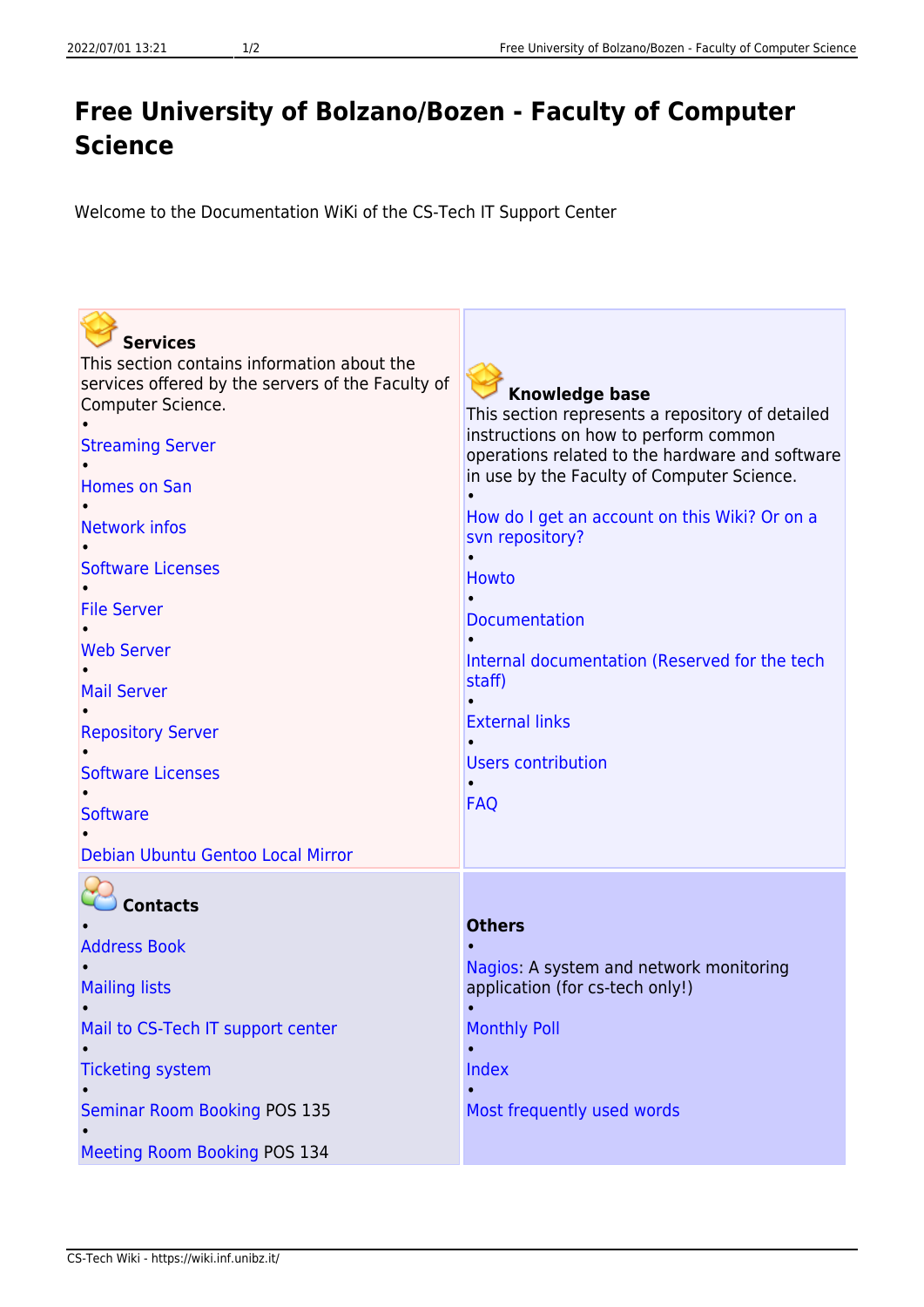# Free University of Bolzano/Bozen - Faculty of Computer Science

Welcome to the Documentation WiKi of the CS-Tech IT Support Center

**Services**

This section contains information about the services offered by the servers of the Faculty of Computer Science.

- Streaming Server
- Homes on San
- Network infos
- Software Licenses
- File Server
- Web Server
- Mail Server
- Repository Server
- Software Licenses
- Software
- Debian Ubuntu Gentoo Local Mirror

**Knowledge base**

This section represents a repository of detailed instructions on how to perform common operations related to the hardware and software in use by the Faculty of Computer Science.

- How do I get an account on this Wiki? Or on a svn repository?
- Howto
- Documentation
- Internal documentation (Reserved for the tech staff)
- External links
- Users contribution
- FAQ

**Contacts**

- Address Book
- Mailing lists
- Mail to CS-Tech IT support center
- Ticketing system
- Seminar Room Booking POS 135
- Meeting Room Booking POS 134

**Others**

- Nagios: A system and network monitoring application (for cs-tech only!)
- Monthly Poll
- Index
- Most frequently used words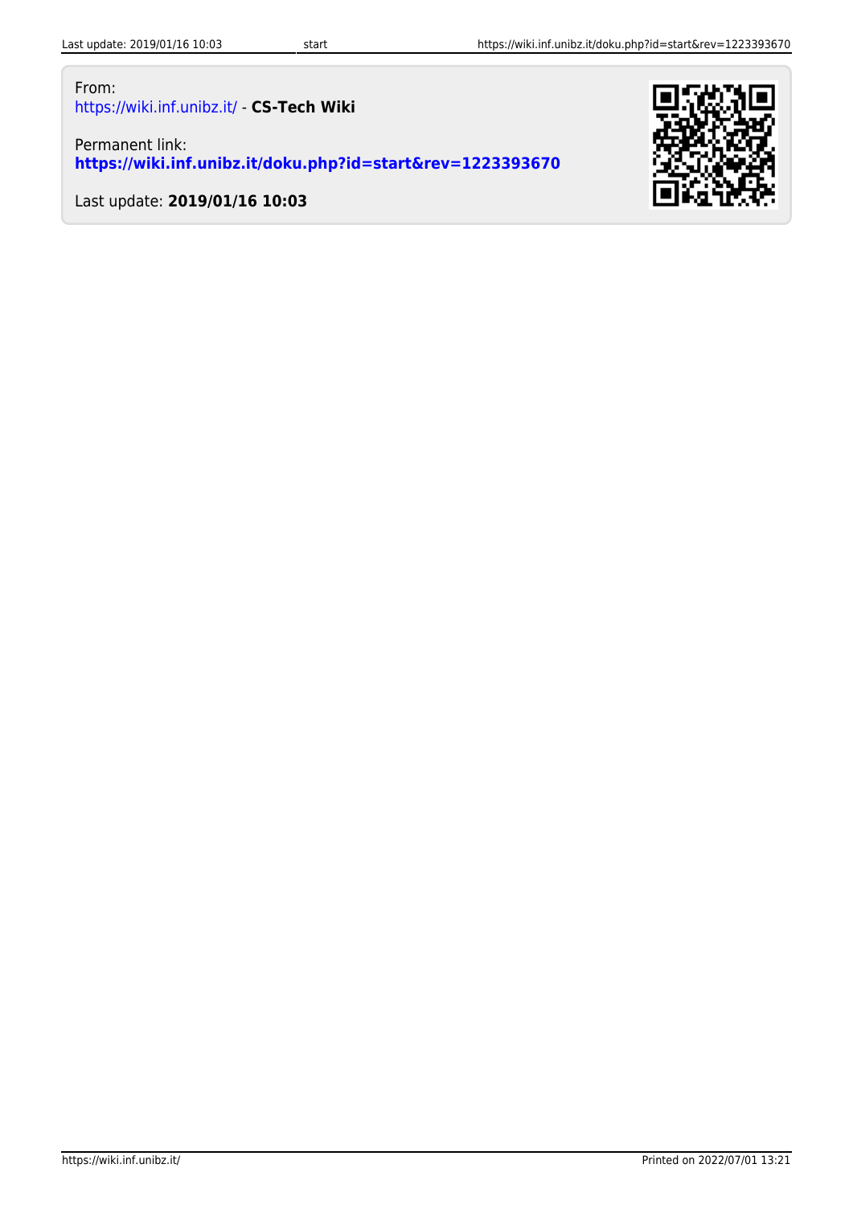From:
https://wiki.inf.unibz.it/ - **CS-Tech Wiki**

Permanent link:
**https://wiki.inf.unibz.it/doku.php?id=start&rev=1223393670**

Last update: **2019/01/16 10:03**